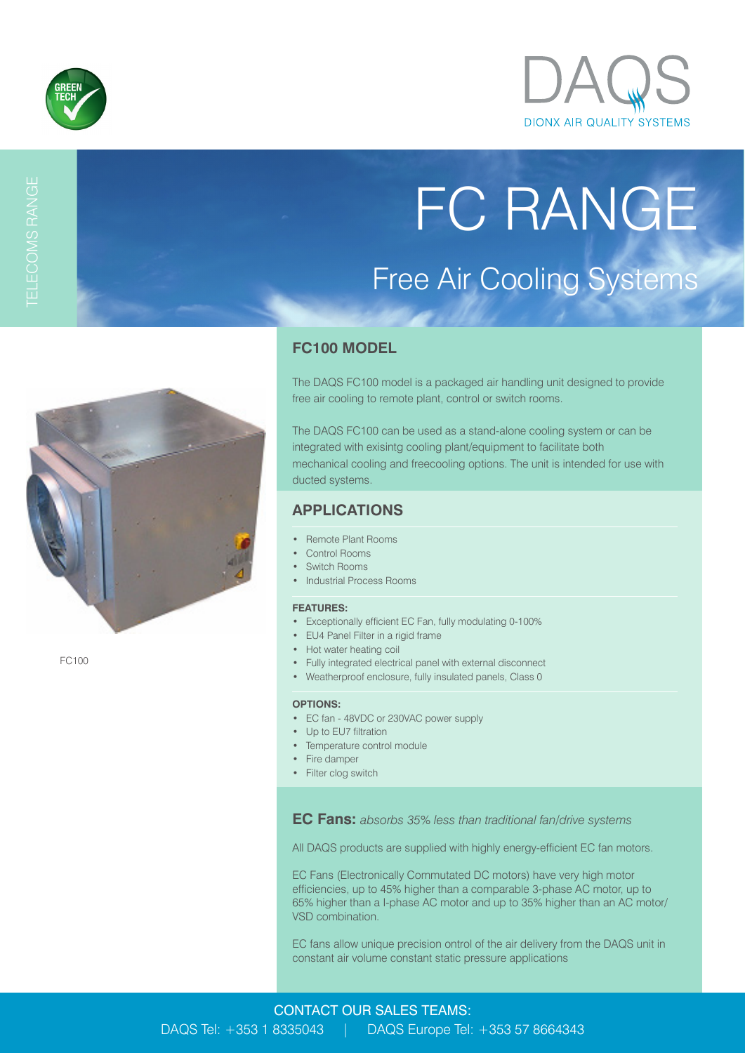GREEN TECH

DAQS
DIONX AIR QUALITY SYSTEMS

TELECOMS RANGE

# FC RANGE

## Free Air Cooling Systems

FC100

## FC100 MODEL

The DAQS FC100 model is a packaged air handling unit designed to provide free air cooling to remote plant, control or switch rooms.

The DAQS FC100 can be used as a stand-alone cooling system or can be integrated with exisintg cooling plant/equipment to facilitate both mechanical cooling and freecooling options. The unit is intended for use with ducted systems.

## APPLICATIONS

- Remote Plant Rooms
- Control Rooms
- Switch Rooms
- Industrial Process Rooms

**FEATURES:**

- Exceptionally efficient EC Fan, fully modulating 0-100%
- EU4 Panel Filter in a rigid frame
- Hot water heating coil
- Fully integrated electrical panel with external disconnect
- Weatherproof enclosure, fully insulated panels, Class 0

**OPTIONS:**

- EC fan - 48VDC or 230VAC power supply
- Up to EU7 filtration
- Temperature control module
- Fire damper
- Filter clog switch

**EC Fans:** *absorbs 35% less than traditional fan/drive systems*

All DAQS products are supplied with highly energy-efficient EC fan motors.

EC Fans (Electronically Commutated DC motors) have very high motor efficiencies, up to 45% higher than a comparable 3-phase AC motor, up to 65% higher than a I-phase AC motor and up to 35% higher than an AC motor/ VSD combination.

EC fans allow unique precision ontrol of the air delivery from the DAQS unit in constant air volume constant static pressure applications

CONTACT OUR SALES TEAMS:
DAQS Tel: +353 1 8335043 | DAQS Europe Tel: +353 57 8664343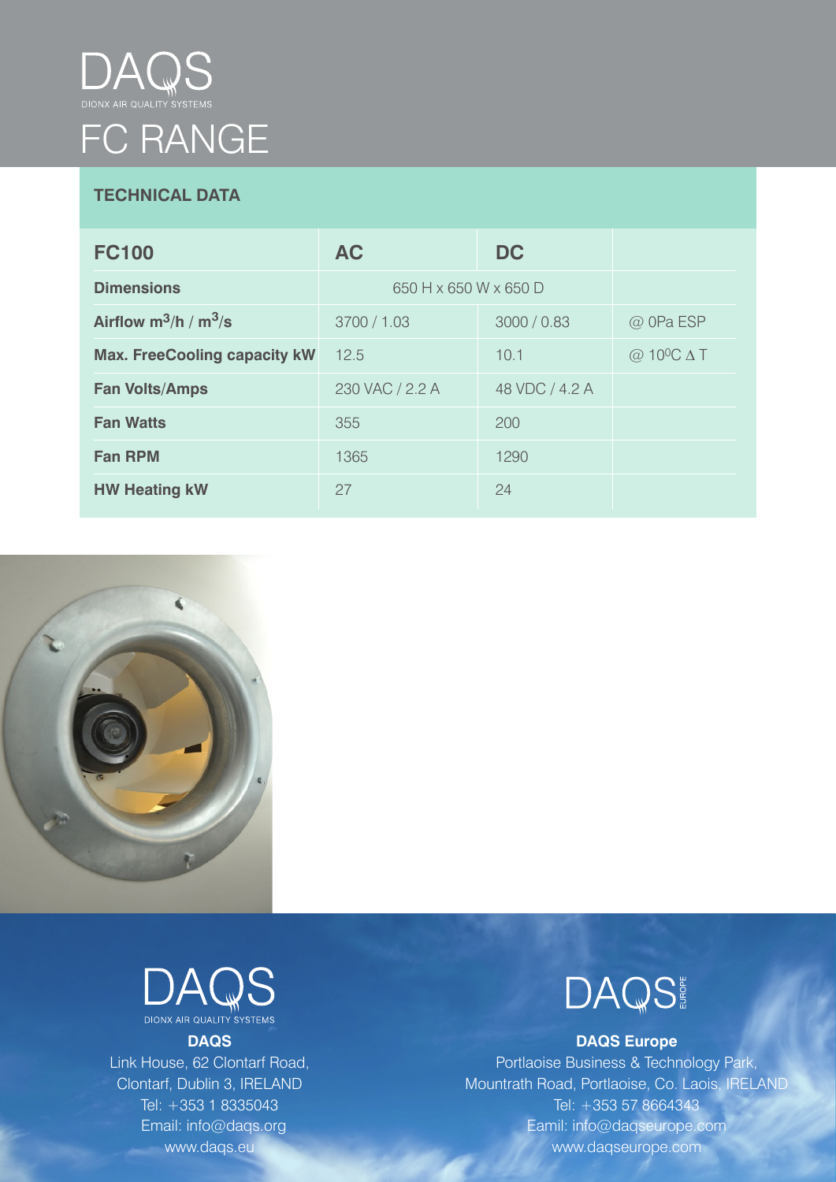# DAQS

DIONX AIR QUALITY SYSTEMS

# FC RANGE

## TECHNICAL DATA

| FC100 | AC | DC | |
|---|---|---|---|
| Dimensions | 650 H x 650 W x 650 D | | |
| Airflow $m^3/h$ / $m^3/s$ | 3700 / 1.03 | 3000 / 0.83 | @ 0Pa ESP |
| Max. FreeCooling capacity kW | 12.5 | 10.1 | @ $10^0C$ $\Delta$ T |
| Fan Volts/Amps | 230 VAC / 2.2 A | 48 VDC / 4.2 A | |
| Fan Watts | 355 | 200 | |
| Fan RPM | 1365 | 1290 | |
| HW Heating kW | 27 | 24 | |

DAQS

DIONX AIR QUALITY SYSTEMS

**DAQS**
Link House, 62 Clontarf Road,
Clontarf, Dublin 3, IRELAND
Tel: +353 1 8335043
Email: info@daqs.org
www.daqs.eu

DAQS EUROPE

**DAQS Europe**
Portlaoise Business & Technology Park,
Mountrath Road, Portlaoise, Co. Laois, IRELAND
Tel: +353 57 8664343
Eamil: info@daqseurope.com
www.daqseurope.com